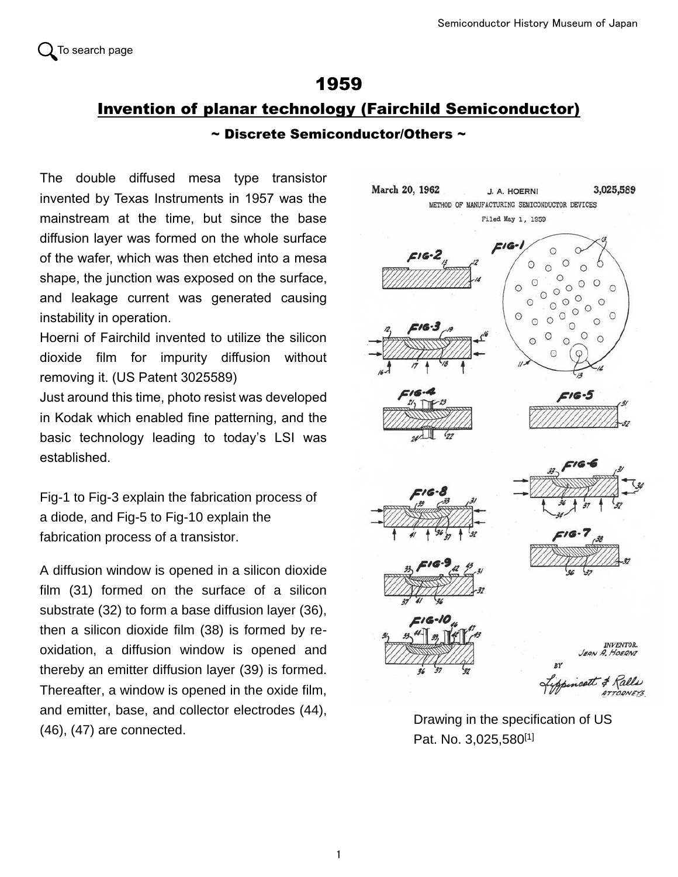To search page

# 1959

## Invention of planar technology (Fairchild Semiconductor)

### ~ Discrete Semiconductor/Others ~

The double diffused mesa type transistor invented by Texas Instruments in 1957 was the mainstream at the time, but since the base diffusion layer was formed on the whole surface of the wafer, which was then etched into a mesa shape, the junction was exposed on the surface, and leakage current was generated causing instability in operation.

Hoerni of Fairchild invented to utilize the silicon dioxide film for impurity diffusion without removing it. (US Patent 3025589)

Just around this time, photo resist was developed in Kodak which enabled fine patterning, and the basic technology leading to today's LSI was established.

Fig-1 to Fig-3 explain the fabrication process of a diode, and Fig-5 to Fig-10 explain the fabrication process of a transistor.

A diffusion window is opened in a silicon dioxide film (31) formed on the surface of a silicon substrate (32) to form a base diffusion layer (36), then a silicon dioxide film (38) is formed by re-oxidation, a diffusion window is opened and thereby an emitter diffusion layer (39) is formed. Thereafter, a window is opened in the oxide film, and emitter, base, and collector electrodes (44), (46), (47) are connected.

Drawing in the specification of US Pat. No. 3,025,580[1]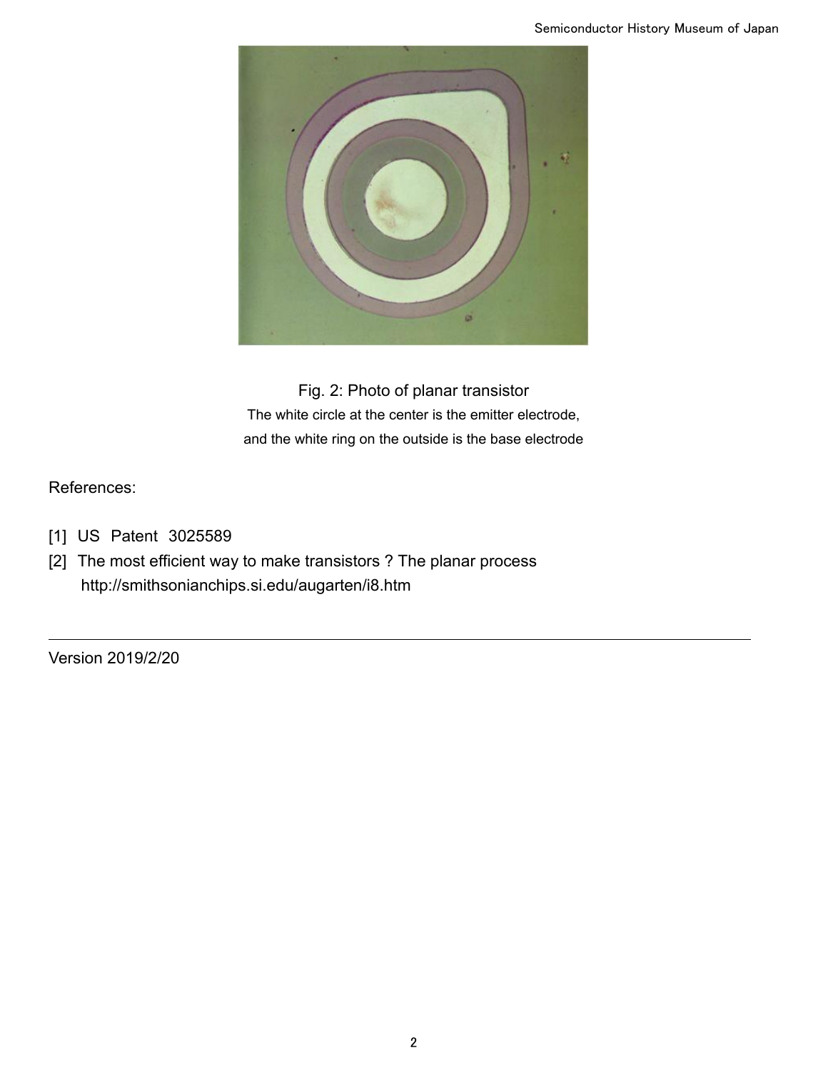Fig. 2: Photo of planar transistor

The white circle at the center is the emitter electrode, and the white ring on the outside is the base electrode

References:

[1] US Patent 3025589

[2] The most efficient way to make transistors ? The planar process
http://smithsonianchips.si.edu/augarten/i8.htm

---

Version 2019/2/20